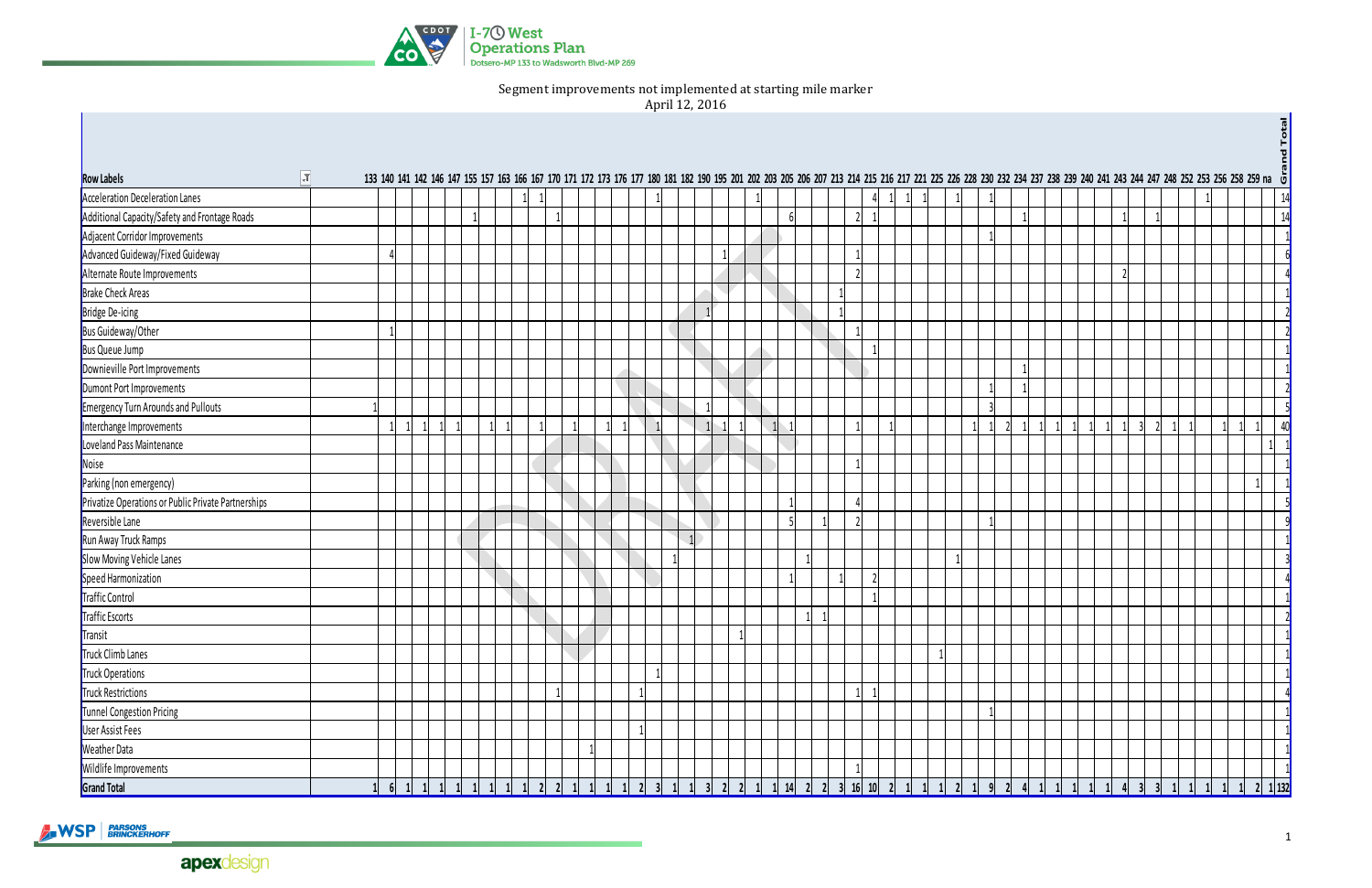# Segment improvements not implemented at starting mile marker

April 12, 2016

| Row Labels | 133 | 140 | 141 | 142 | 146 | 147 | 155 | 157 | 163 | 166 | 167 | 170 | 171 | 172 | 173 | 176 | 177 | 180 | 181 | 182 | 190 | 195 | 201 | 202 | 203 | 205 | 206 | 207 | 213 | 214 | 215 | 216 | 217 | 221 | 225 | 226 | 228 | 230 | 232 | 234 | 237 | 238 | 239 | 240 | 241 | 243 | 244 | 247 | 248 | 252 | 253 | 256 | 258 | 259 | na | Grand Total |
|---|---|---|---|---|---|---|---|---|---|---|---|---|---|---|---|---|---|---|---|---|---|---|---|---|---|---|---|---|---|---|---|---|---|---|---|---|---|---|---|---|---|---|---|---|---|---|---|---|---|---|---|---|---|---|---|---|
| Acceleration Deceleration Lanes | | | | | | | | | | 1 | 1 | | | | | | | 1 | | | | | | 1 | | | | | | | 4 | 1 | 1 | 1 | | 1 | | 1 | | | | | | | | | | | | | 1 | | | | | 14 |
| Additional Capacity/Safety and Frontage Roads | | | | | | | 1 | | | | | 1 | | | | | | | | | | | | | | 6 | | | | 2 | 1 | | | | | | | | | 1 | | | | | | 1 | | 1 | | | | | | | | 14 |
| Adjacent Corridor Improvements | | | | | | | | | | | | | | | | | | | | | | | | | | | | | | | | | | | | | | 1 | | | | | | | | | | | | | | | | | | 1 |
| Advanced Guideway/Fixed Guideway | | 4 | | | | | | | | | | | | | | | | | | | | 1 | | | | | | | | 1 | | | | | | | | | | | | | | | | | | | | | | | | | | 6 |
| Alternate Route Improvements | | | | | | | | | | | | | | | | | | | | | | | | | | | | | | 2 | | | | | | | | | | | | | | | | 2 | | | | | | | | | | 4 |
| Brake Check Areas | | | | | | | | | | | | | | | | | | | | | | | | | | | | | 1 | | | | | | | | | | | | | | | | | | | | | | | | | | | 1 |
| Bridge De-icing | | | | | | | | | | | | | | | | | | | | | 1 | | | | | | | | 1 | | | | | | | | | | | | | | | | | | | | | | | | | | | 2 |
| Bus Guideway/Other | | 1 | | | | | | | | | | | | | | | | | | | | | | | | | | | | 1 | | | | | | | | | | | | | | | | | | | | | | | | | | 2 |
| Bus Queue Jump | | | | | | | | | | | | | | | | | | | | | | | | | | | | | | | 1 | | | | | | | | | | | | | | | | | | | | | | | | | 1 |
| Downieville Port Improvements | | | | | | | | | | | | | | | | | | | | | | | | | | | | | | | | | | | | | | | | 1 | | | | | | | | | | | | | | | | 1 |
| Dumont Port Improvements | | | | | | | | | | | | | | | | | | | | | | | | | | | | | | | | | | | | | | 1 | | 1 | | | | | | | | | | | | | | | | 2 |
| Emergency Turn Arounds and Pullouts | 1 | | | | | | | | | | | | | | | | | | | | 1 | | | | | | | | | | | | | | | | | 3 | | | | | | | | | | | | | | | | | | 5 |
| Interchange Improvements | | 1 | 1 | 1 | 1 | 1 | | 1 | 1 | | 1 | | 1 | | 1 | 1 | | 1 | | | 1 | 1 | 1 | | 1 | 1 | | | | 1 | | 1 | | | | | 1 | 1 | 2 | 1 | 1 | 1 | 1 | 1 | 1 | 1 | 3 | 2 | 1 | 1 | | 1 | 1 | 1 | | 40 |
| Loveland Pass Maintenance | | | | | | | | | | | | | | | | | | | | | | | | | | | | | | | | | | | | | | | | | | | | | | | | | | | | | | | 1 | 1 |
| Noise | | | | | | | | | | | | | | | | | | | | | | | | | | | | | | 1 | | | | | | | | | | | | | | | | | | | | | | | | | | 1 |
| Parking (non emergency) | | | | | | | | | | | | | | | | | | | | | | | | | | | | | | | | | | | | | | | | | | | | | | | | | | | | | | 1 | | 1 |
| Privatize Operations or Public Private Partnerships | | | | | | | | | | | | | | | | | | | | | | | | | | 1 | | | | 4 | | | | | | | | | | | | | | | | | | | | | | | | | | 5 |
| Reversible Lane | | | | | | | | | | | | | | | | | | | | | | | | | | 5 | | 1 | | 2 | | | | | | | | 1 | | | | | | | | | | | | | | | | | | 9 |
| Run Away Truck Ramps | | | | | | | | | | | | | | | | | | | | 1 | | | | | | | | | | | | | | | | | | | | | | | | | | | | | | | | | | | | 1 |
| Slow Moving Vehicle Lanes | | | | | | | | | | | | | | | | | | | 1 | | | | | | | | 1 | | | | | | | | | 1 | | | | | | | | | | | | | | | | | | | | 3 |
| Speed Harmonization | | | | | | | | | | | | | | | | | | | | | | | | | | 1 | | | 1 | | 2 | | | | | | | | | | | | | | | | | | | | | | | | | 4 |
| Traffic Control | | | | | | | | | | | | | | | | | | | | | | | | | | | | | | | 1 | | | | | | | | | | | | | | | | | | | | | | | | | 1 |
| Traffic Escorts | | | | | | | | | | | | | | | | | | | | | | | | | | | 1 | 1 | | | | | | | | | | | | | | | | | | | | | | | | | | | | 2 |
| Transit | | | | | | | | | | | | | | | | | | | | | | | 1 | | | | | | | | | | | | | | | | | | | | | | | | | | | | | | | | | 1 |
| Truck Climb Lanes | | | | | | | | | | | | | | | | | | | | | | | | | | | | | | | | | | | 1 | | | | | | | | | | | | | | | | | | | | | 1 |
| Truck Operations | | | | | | | | | | | | | | | | | | 1 | | | | | | | | | | | | | | | | | | | | | | | | | | | | | | | | | | | | | | 1 |
| Truck Restrictions | | | | | | | | | | | | 1 | | | | | 1 | | | | | | | | | | | | | 1 | 1 | | | | | | | | | | | | | | | | | | | | | | | | | 4 |
| Tunnel Congestion Pricing | | | | | | | | | | | | | | | | | | | | | | | | | | | | | | | | | | | | | | 1 | | | | | | | | | | | | | | | | | | 1 |
| User Assist Fees | | | | | | | | | | | | | | | | | 1 | | | | | | | | | | | | | | | | | | | | | | | | | | | | | | | | | | | | | | | 1 |
| Weather Data | | | | | | | | | | | | | | 1 | | | | | | | | | | | | | | | | | | | | | | | | | | | | | | | | | | | | | | | | | | 1 |
| Wildlife Improvements | | | | | | | | | | | | | | | | | | | | | | | | | | | | | | 1 | | | | | | | | | | | | | | | | | | | | | | | | | | 1 |
| **Grand Total** | 1 | 6 | 1 | 1 | 1 | 1 | 1 | 1 | 1 | 1 | 2 | 2 | 1 | 1 | 1 | 1 | 2 | 3 | 1 | 1 | 3 | 2 | 2 | 1 | 1 | 14 | 2 | 2 | 3 | 16 | 10 | 2 | 1 | 1 | 1 | 2 | 1 | 9 | 2 | 4 | 1 | 1 | 1 | 1 | 1 | 4 | 3 | 3 | 1 | 1 | 1 | 1 | 1 | 2 | 1 | 132 |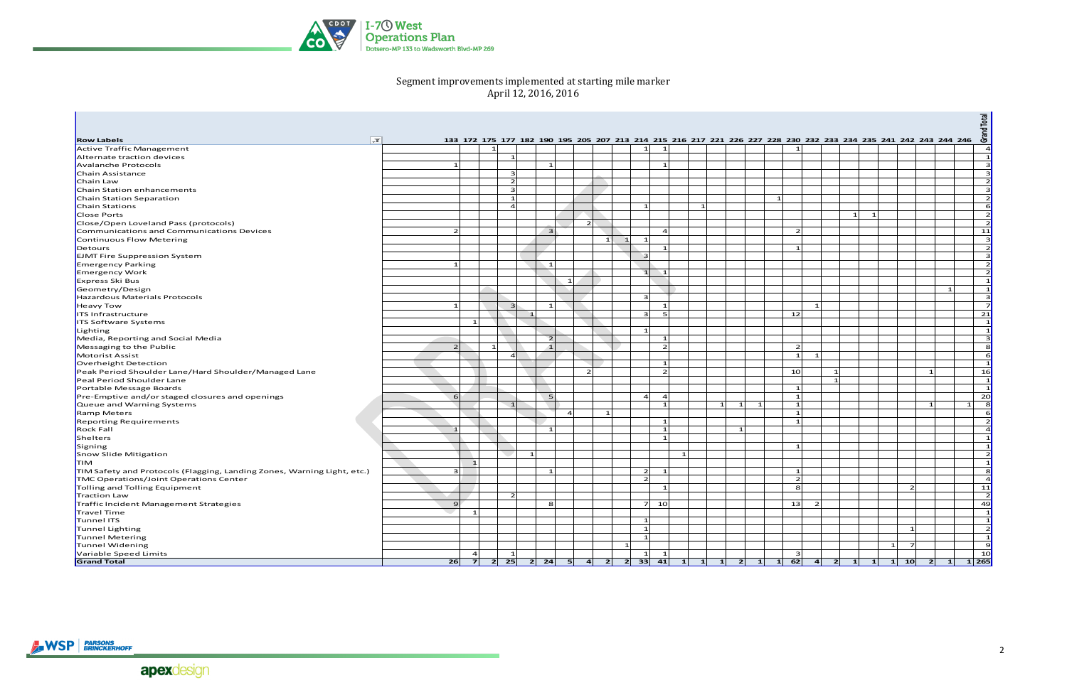## Segment improvements implemented at starting mile marker
April 12, 2016, 2016

| Row Labels | 133 | 172 | 175 | 177 | 182 | 190 | 195 | 205 | 207 | 213 | 214 | 215 | 216 | 217 | 221 | 226 | 227 | 228 | 230 | 232 | 233 | 234 | 235 | 241 | 242 | 243 | 244 | 246 | Grand Total |
|---|---|---|---|---|---|---|---|---|---|---|---|---|---|---|---|---|---|---|---|---|---|---|---|---|---|---|---|---|---|
| Active Traffic Management | | | 1 | | | | | | | | 1 | 1 | | | | | | | 1 | | | | | | | | | | 4 |
| Alternate traction devices | | | | 1 | | | | | | | | | | | | | | | | | | | | | | | | | 1 |
| Avalanche Protocols | 1 | | | | | 1 | | | | | | 1 | | | | | | | | | | | | | | | | | 3 |
| Chain Assistance | | | | 3 | | | | | | | | | | | | | | | | | | | | | | | | | 3 |
| Chain Law | | | | 2 | | | | | | | | | | | | | | | | | | | | | | | | | 2 |
| Chain Station enhancements | | | | 3 | | | | | | | | | | | | | | | | | | | | | | | | | 3 |
| Chain Station Separation | | | | 1 | | | | | | | | | | | | | | 1 | | | | | | | | | | | 2 |
| Chain Stations | | | | 4 | | | | | | | 1 | | | 1 | | | | | | | | | | | | | | | 6 |
| Close Ports | | | | | | | | | | | | | | | | | | | | | | 1 | 1 | | | | | | 2 |
| Close/Open Loveland Pass (protocols) | | | | | | | | 2 | | | | | | | | | | | | | | | | | | | | | 2 |
| Communications and Communications Devices | 2 | | | | | 3 | | | | | | 4 | | | | | | | 2 | | | | | | | | | | 11 |
| Continuous Flow Metering | | | | | | | | | 1 | 1 | 1 | | | | | | | | | | | | | | | | | | 3 |
| Detours | | | | | | | | | | | | 1 | | | | | | | 1 | | | | | | | | | | 2 |
| EJMT Fire Suppression System | | | | | | | | | | | 3 | | | | | | | | | | | | | | | | | | 3 |
| Emergency Parking | 1 | | | | | 1 | | | | | | | | | | | | | | | | | | | | | | | 2 |
| Emergency Work | | | | | | | | | | | 1 | 1 | | | | | | | | | | | | | | | | | 2 |
| Express Ski Bus | | | | | | | 1 | | | | | | | | | | | | | | | | | | | | | | 1 |
| Geometry/Design | | | | | | | | | | | | | | | | | | | | | | | | | | | 1 | | 1 |
| Hazardous Materials Protocols | | | | | | | | | | | 3 | | | | | | | | | | | | | | | | | | 3 |
| Heavy Tow | 1 | | | 3 | | 1 | | | | | | 1 | | | | | | | | 1 | | | | | | | | | 7 |
| ITS Infrastructure | | | | | 1 | | | | | | 3 | 5 | | | | | | | 12 | | | | | | | | | | 21 |
| ITS Software Systems | | 1 | | | | | | | | | | | | | | | | | | | | | | | | | | | 1 |
| Lighting | | | | | | | | | | | 1 | | | | | | | | | | | | | | | | | | 1 |
| Media, Reporting and Social Media | | | | | | 2 | | | | | | 1 | | | | | | | | | | | | | | | | | 3 |
| Messaging to the Public | 2 | | 1 | | | 1 | | | | | | 2 | | | | | | | 2 | | | | | | | | | | 8 |
| Motorist Assist | | | | 4 | | | | | | | | | | | | | | | 1 | 1 | | | | | | | | | 6 |
| Overheight Detection | | | | | | | | | | | | 1 | | | | | | | | | | | | | | | | | 1 |
| Peak Period Shoulder Lane/Hard Shoulder/Managed Lane | | | | | | | | 2 | | | | 2 | | | | | | | 10 | | 1 | | | | | 1 | | | 16 |
| Peal Period Shoulder Lane | | | | | | | | | | | | | | | | | | | | | 1 | | | | | | | | 1 |
| Portable Message Boards | | | | | | | | | | | | | | | | | | | 1 | | | | | | | | | | 1 |
| Pre-Emptive and/or staged closures and openings | 6 | | | | | 5 | | | | | 4 | 4 | | | | | | | 1 | | | | | | | | | | 20 |
| Queue and Warning Systems | | | | 1 | | | | | | | | 1 | | | 1 | 1 | 1 | | 1 | | | | | | | 1 | | 1 | 8 |
| Ramp Meters | | | | | | | 4 | | 1 | | | | | | | | | | 1 | | | | | | | | | | 6 |
| Reporting Requirements | | | | | | | | | | | | 1 | | | | | | | 1 | | | | | | | | | | 2 |
| Rock Fall | 1 | | | | | 1 | | | | | | 1 | | | | 1 | | | | | | | | | | | | | 4 |
| Shelters | | | | | | | | | | | | 1 | | | | | | | | | | | | | | | | | 1 |
| Signing | | | | | | | | | | | | | | | | | | | 1 | | | | | | | | | | 1 |
| Snow Slide Mitigation | | | | | 1 | | | | | | | | 1 | | | | | | | | | | | | | | | | 2 |
| TIM | | 1 | | | | | | | | | | | | | | | | | | | | | | | | | | | 1 |
| TIM Safety and Protocols (Flagging, Landing Zones, Warning Light, etc.) | 3 | | | | | 1 | | | | | 2 | 1 | | | | | | | 1 | | | | | | | | | | 8 |
| TMC Operations/Joint Operations Center | | | | | | | | | | | 2 | | | | | | | | 2 | | | | | | | | | | 4 |
| Tolling and Tolling Equipment | | | | | | | | | | | | 1 | | | | | | | 8 | | | | | | 2 | | | | 11 |
| Traction Law | | | | 2 | | | | | | | | | | | | | | | | | | | | | | | | | 2 |
| Traffic Incident Management Strategies | 9 | | | | | 8 | | | | | 7 | 10 | | | | | | | 13 | 2 | | | | | | | | | 49 |
| Travel Time | | 1 | | | | | | | | | | | | | | | | | | | | | | | | | | | 1 |
| Tunnel ITS | | | | | | | | | | | 1 | | | | | | | | | | | | | | | | | | 1 |
| Tunnel Lighting | | | | | | | | | | | 1 | | | | | | | | | | | | | | 1 | | | | 2 |
| Tunnel Metering | | | | | | | | | | | 1 | | | | | | | | | | | | | | | | | | 1 |
| Tunnel Widening | | | | | | | | | | 1 | | | | | | | | | | | | | | 1 | 7 | | | | 9 |
| Variable Speed Limits | | 4 | | 1 | | | | | | | 1 | 1 | | | | | | | 3 | | | | | | | | | | 10 |
| **Grand Total** | **26** | **7** | **2** | **25** | **2** | **24** | **5** | **4** | **2** | **2** | **33** | **41** | **1** | **1** | **1** | **2** | **1** | **1** | **62** | **4** | **2** | **1** | **1** | **1** | **10** | **2** | **1** | **1** | **265** |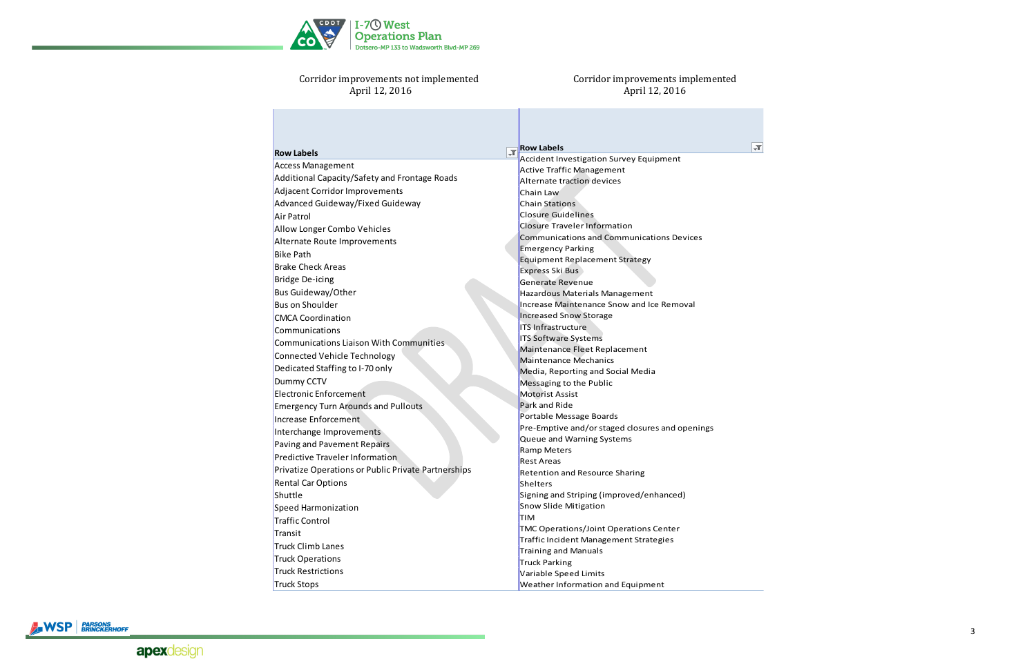Corridor improvements not implemented
April 12, 2016

| Row Labels |
| --- |
| Access Management |
| Additional Capacity/Safety and Frontage Roads |
| Adjacent Corridor Improvements |
| Advanced Guideway/Fixed Guideway |
| Air Patrol |
| Allow Longer Combo Vehicles |
| Alternate Route Improvements |
| Bike Path |
| Brake Check Areas |
| Bridge De-icing |
| Bus Guideway/Other |
| Bus on Shoulder |
| CMCA Coordination |
| Communications |
| Communications Liaison With Communities |
| Connected Vehicle Technology |
| Dedicated Staffing to I-70 only |
| Dummy CCTV |
| Electronic Enforcement |
| Emergency Turn Arounds and Pullouts |
| Increase Enforcement |
| Interchange Improvements |
| Paving and Pavement Repairs |
| Predictive Traveler Information |
| Privatize Operations or Public Private Partnerships |
| Rental Car Options |
| Shuttle |
| Speed Harmonization |
| Traffic Control |
| Transit |
| Truck Climb Lanes |
| Truck Operations |
| Truck Restrictions |
| Truck Stops |

Corridor improvements implemented
April 12, 2016

| Row Labels |
| --- |
| Accident Investigation Survey Equipment |
| Active Traffic Management |
| Alternate traction devices |
| Chain Law |
| Chain Stations |
| Closure Guidelines |
| Closure Traveler Information |
| Communications and Communications Devices |
| Emergency Parking |
| Equipment Replacement Strategy |
| Express Ski Bus |
| Generate Revenue |
| Hazardous Materials Management |
| Increase Maintenance Snow and Ice Removal |
| Increased Snow Storage |
| ITS Infrastructure |
| ITS Software Systems |
| Maintenance Fleet Replacement |
| Maintenance Mechanics |
| Media, Reporting and Social Media |
| Messaging to the Public |
| Motorist Assist |
| Park and Ride |
| Portable Message Boards |
| Pre-Emptive and/or staged closures and openings |
| Queue and Warning Systems |
| Ramp Meters |
| Rest Areas |
| Retention and Resource Sharing |
| Shelters |
| Signing and Striping (improved/enhanced) |
| Snow Slide Mitigation |
| TIM |
| TMC Operations/Joint Operations Center |
| Traffic Incident Management Strategies |
| Training and Manuals |
| Truck Parking |
| Variable Speed Limits |
| Weather Information and Equipment |